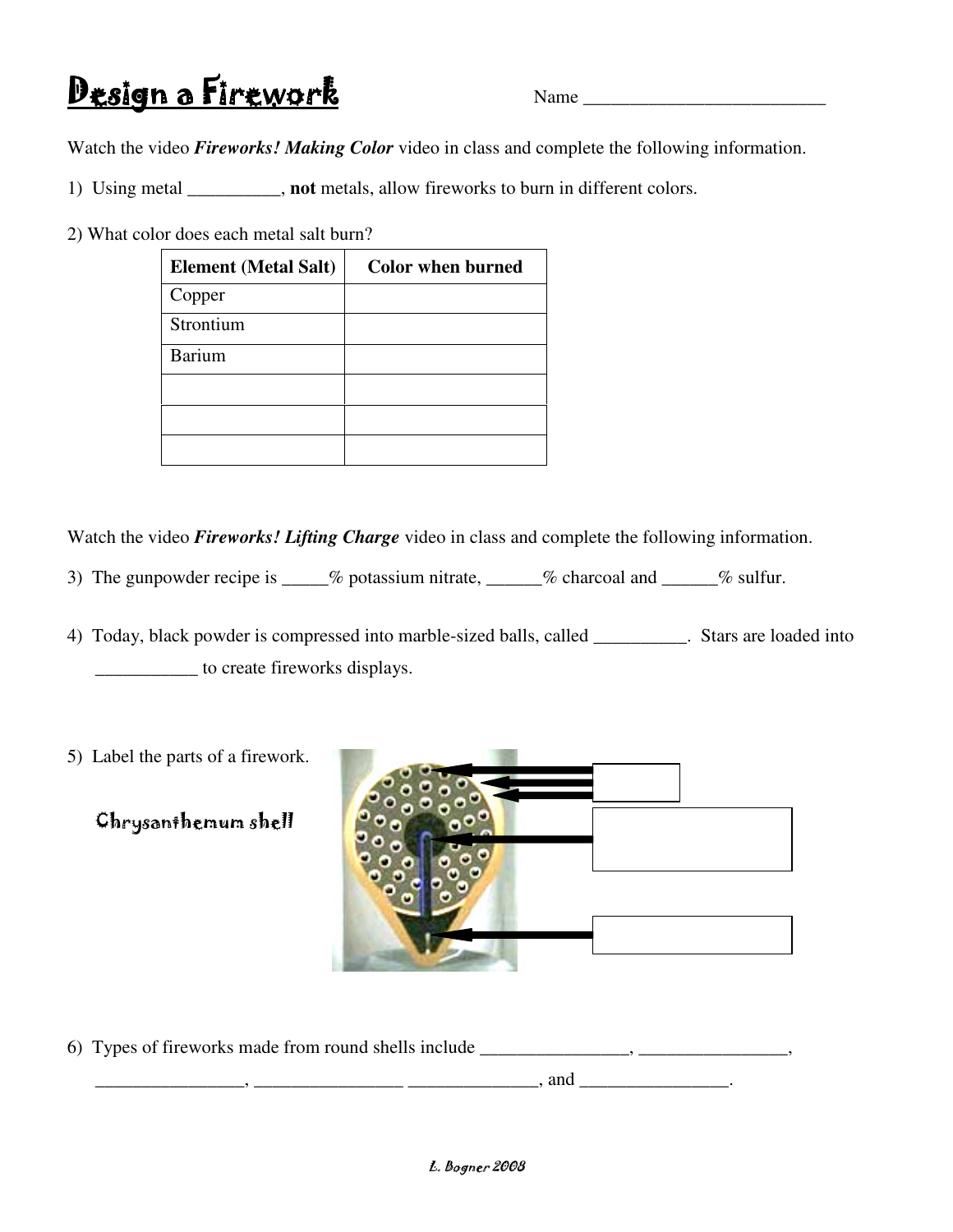# Design a Firework

Name ___________________________

Watch the video ***Fireworks! Making Color*** video in class and complete the following information.

1) Using metal __________, **not** metals, allow fireworks to burn in different colors.

2) What color does each metal salt burn?

| Element (Metal Salt) | Color when burned |
|---|---|
| Copper | |
| Strontium | |
| Barium | |
| | |
| | |
| | |

Watch the video ***Fireworks! Lifting Charge*** video in class and complete the following information.

3) The gunpowder recipe is _____% potassium nitrate, ______% charcoal and ______% sulfur.

4) Today, black powder is compressed into marble-sized balls, called __________. Stars are loaded into ___________ to create fireworks displays.

5) Label the parts of a firework.

Chrysanthemum shell

6) Types of fireworks made from round shells include ________________, ________________, ________________, ________________ ______________, and ________________.

L. Bogner 2008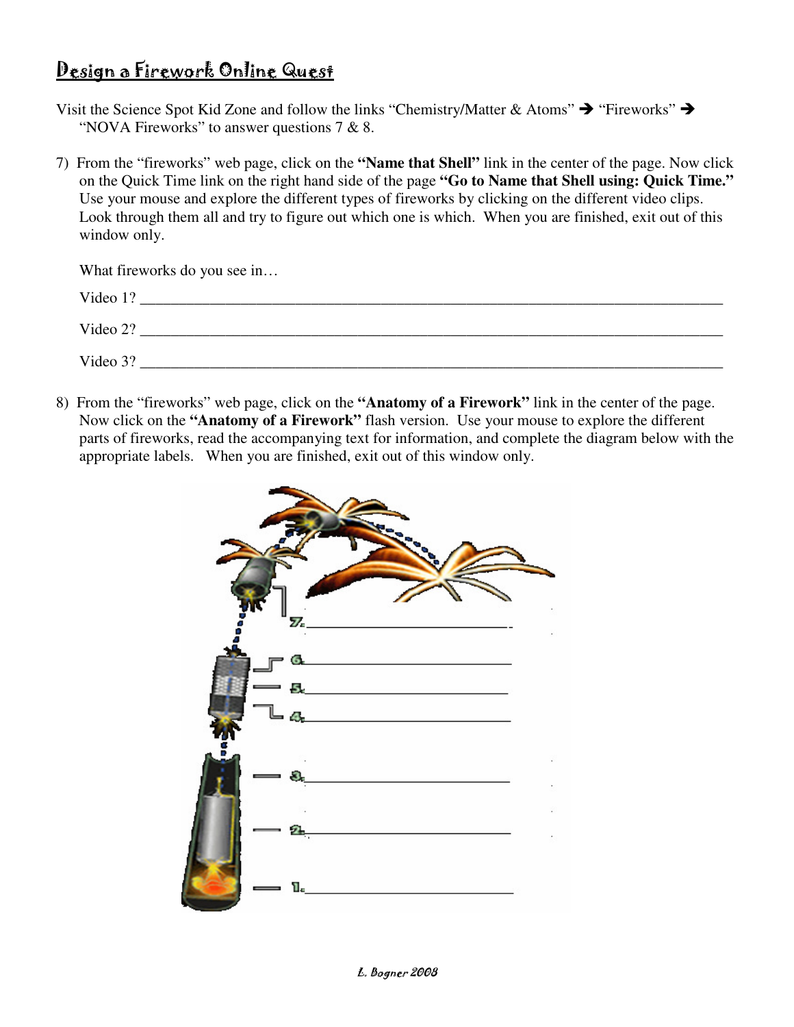# Design a Firework Online Quest

Visit the Science Spot Kid Zone and follow the links "Chemistry/Matter & Atoms" ➔ "Fireworks" ➔ "NOVA Fireworks" to answer questions 7 & 8.

7) From the "fireworks" web page, click on the **"Name that Shell"** link in the center of the page. Now click on the Quick Time link on the right hand side of the page **"Go to Name that Shell using: Quick Time."** Use your mouse and explore the different types of fireworks by clicking on the different video clips. Look through them all and try to figure out which one is which. When you are finished, exit out of this window only.

   What fireworks do you see in…

   Video 1? ______________________________________________

   Video 2? ______________________________________________

   Video 3? ______________________________________________

8) From the "fireworks" web page, click on the **"Anatomy of a Firework"** link in the center of the page. Now click on the **"Anatomy of a Firework"** flash version. Use your mouse to explore the different parts of fireworks, read the accompanying text for information, and complete the diagram below with the appropriate labels. When you are finished, exit out of this window only.

7. ______________________________

6. ______________________________

5. ______________________________

4. ______________________________

3. ______________________________

2. ______________________________

1. ______________________________

L. Bogner 2008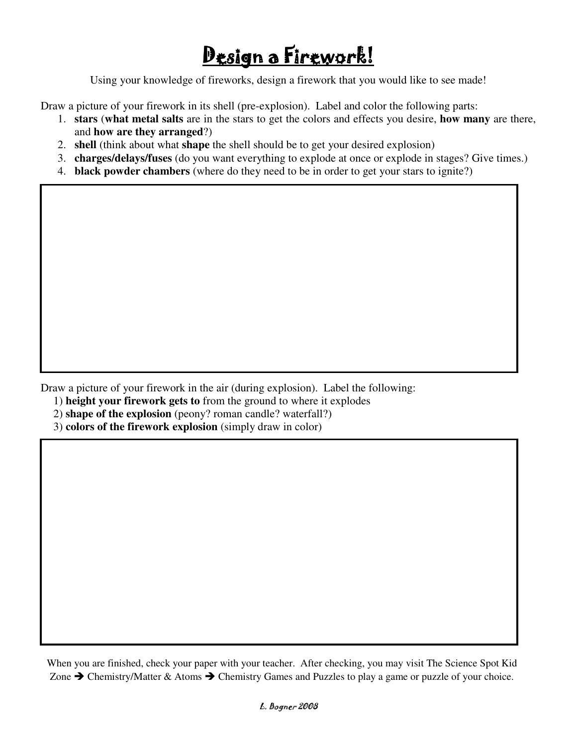# Design a Firework!

Using your knowledge of fireworks, design a firework that you would like to see made!

Draw a picture of your firework in its shell (pre-explosion). Label and color the following parts:

1. **stars** (**what metal salts** are in the stars to get the colors and effects you desire, **how many** are there, and **how are they arranged**?)
2. **shell** (think about what **shape** the shell should be to get your desired explosion)
3. **charges/delays/fuses** (do you want everything to explode at once or explode in stages? Give times.)
4. **black powder chambers** (where do they need to be in order to get your stars to ignite?)

Draw a picture of your firework in the air (during explosion). Label the following:

1) **height your firework gets to** from the ground to where it explodes
2) **shape of the explosion** (peony? roman candle? waterfall?)
3) **colors of the firework explosion** (simply draw in color)

When you are finished, check your paper with your teacher. After checking, you may visit The Science Spot Kid Zone ➔ Chemistry/Matter & Atoms ➔ Chemistry Games and Puzzles to play a game or puzzle of your choice.

*L. Bogner 2008*